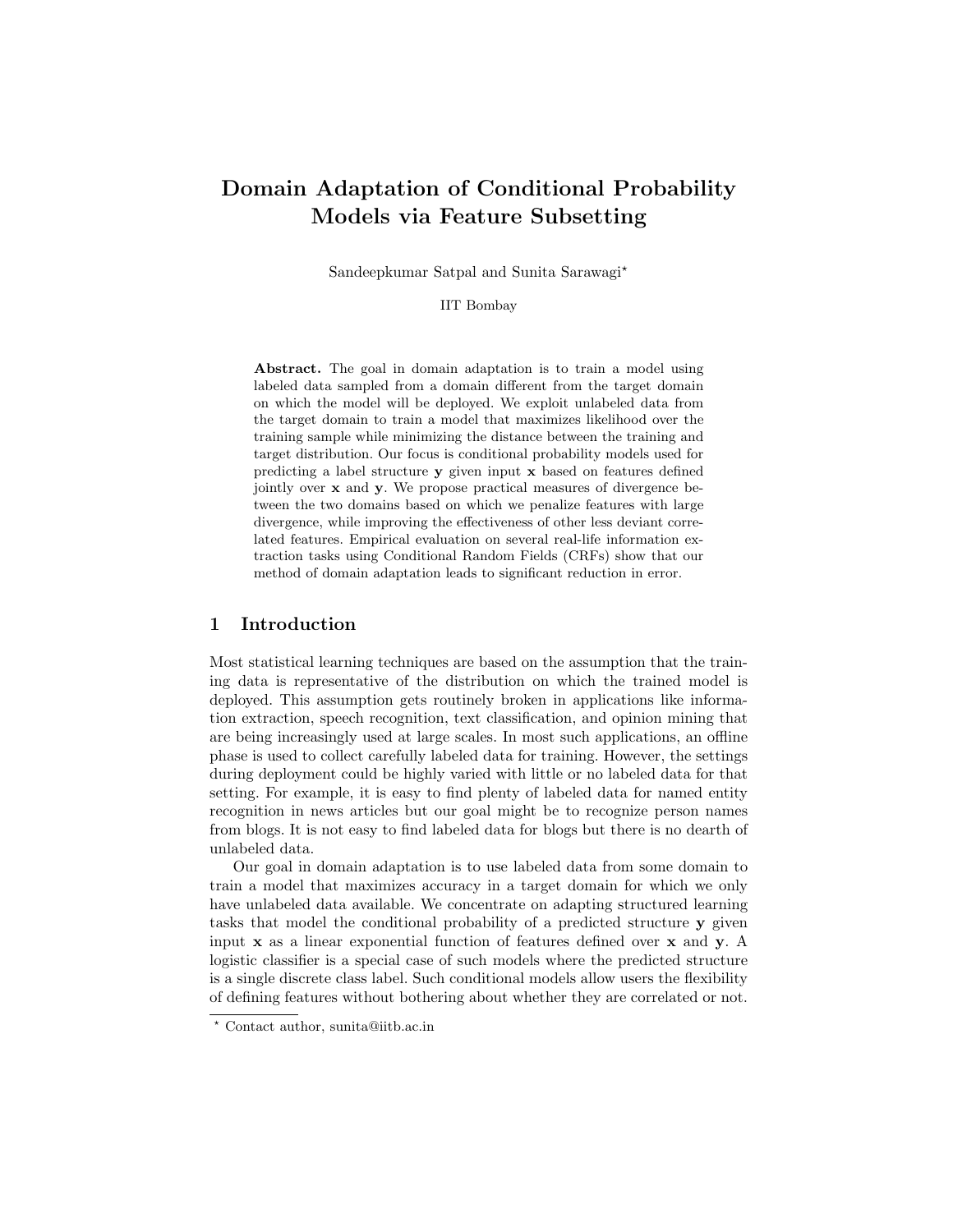# Domain Adaptation of Conditional Probability Models via Feature Subsetting

Sandeepkumar Satpal and Sunita Sarawagi*

IIT Bombay

**Abstract.** The goal in domain adaptation is to train a model using labeled data sampled from a domain different from the target domain on which the model will be deployed. We exploit unlabeled data from the target domain to train a model that maximizes likelihood over the training sample while minimizing the distance between the training and target distribution. Our focus is conditional probability models used for predicting a label structure $\mathbf{y}$ given input $\mathbf{x}$ based on features defined jointly over $\mathbf{x}$ and $\mathbf{y}$. We propose practical measures of divergence between the two domains based on which we penalize features with large divergence, while improving the effectiveness of other less deviant correlated features. Empirical evaluation on several real-life information extraction tasks using Conditional Random Fields (CRFs) show that our method of domain adaptation leads to significant reduction in error.

## 1 Introduction

Most statistical learning techniques are based on the assumption that the training data is representative of the distribution on which the trained model is deployed. This assumption gets routinely broken in applications like information extraction, speech recognition, text classification, and opinion mining that are being increasingly used at large scales. In most such applications, an offline phase is used to collect carefully labeled data for training. However, the settings during deployment could be highly varied with little or no labeled data for that setting. For example, it is easy to find plenty of labeled data for named entity recognition in news articles but our goal might be to recognize person names from blogs. It is not easy to find labeled data for blogs but there is no dearth of unlabeled data.

Our goal in domain adaptation is to use labeled data from some domain to train a model that maximizes accuracy in a target domain for which we only have unlabeled data available. We concentrate on adapting structured learning tasks that model the conditional probability of a predicted structure $\mathbf{y}$ given input $\mathbf{x}$ as a linear exponential function of features defined over $\mathbf{x}$ and $\mathbf{y}$. A logistic classifier is a special case of such models where the predicted structure is a single discrete class label. Such conditional models allow users the flexibility of defining features without bothering about whether they are correlated or not.

* Contact author, sunita@iitb.ac.in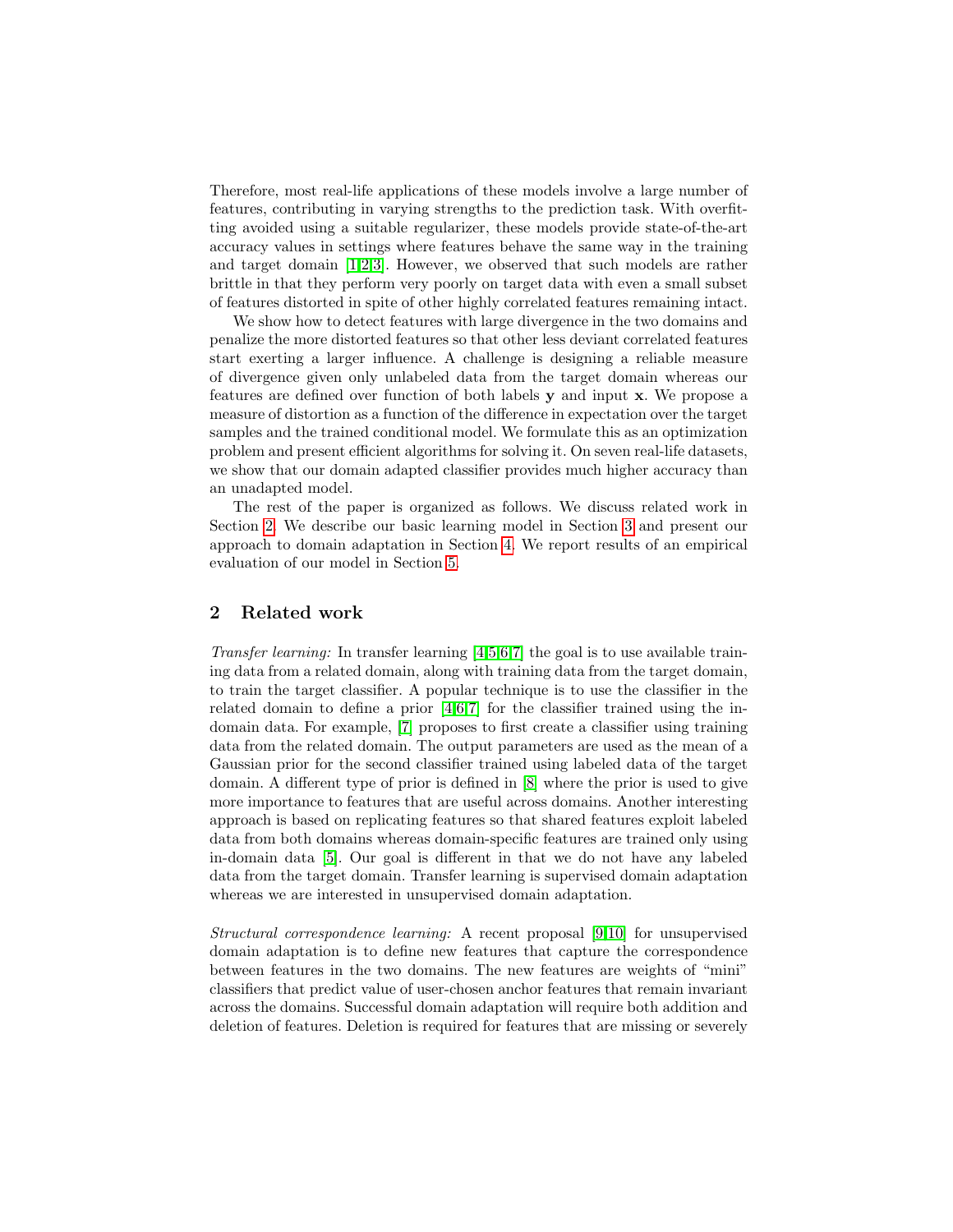Therefore, most real-life applications of these models involve a large number of features, contributing in varying strengths to the prediction task. With overfitting avoided using a suitable regularizer, these models provide state-of-the-art accuracy values in settings where features behave the same way in the training and target domain [1,2,3]. However, we observed that such models are rather brittle in that they perform very poorly on target data with even a small subset of features distorted in spite of other highly correlated features remaining intact.

We show how to detect features with large divergence in the two domains and penalize the more distorted features so that other less deviant correlated features start exerting a larger influence. A challenge is designing a reliable measure of divergence given only unlabeled data from the target domain whereas our features are defined over function of both labels $\mathbf{y}$ and input $\mathbf{x}$. We propose a measure of distortion as a function of the difference in expectation over the target samples and the trained conditional model. We formulate this as an optimization problem and present efficient algorithms for solving it. On seven real-life datasets, we show that our domain adapted classifier provides much higher accuracy than an unadapted model.

The rest of the paper is organized as follows. We discuss related work in Section 2. We describe our basic learning model in Section 3 and present our approach to domain adaptation in Section 4. We report results of an empirical evaluation of our model in Section 5.

## 2 Related work

*Transfer learning:* In transfer learning [4,5,6,7] the goal is to use available training data from a related domain, along with training data from the target domain, to train the target classifier. A popular technique is to use the classifier in the related domain to define a prior [4,6,7] for the classifier trained using the in-domain data. For example, [7] proposes to first create a classifier using training data from the related domain. The output parameters are used as the mean of a Gaussian prior for the second classifier trained using labeled data of the target domain. A different type of prior is defined in [8] where the prior is used to give more importance to features that are useful across domains. Another interesting approach is based on replicating features so that shared features exploit labeled data from both domains whereas domain-specific features are trained only using in-domain data [5]. Our goal is different in that we do not have any labeled data from the target domain. Transfer learning is supervised domain adaptation whereas we are interested in unsupervised domain adaptation.

*Structural correspondence learning:* A recent proposal [9,10] for unsupervised domain adaptation is to define new features that capture the correspondence between features in the two domains. The new features are weights of "mini" classifiers that predict value of user-chosen anchor features that remain invariant across the domains. Successful domain adaptation will require both addition and deletion of features. Deletion is required for features that are missing or severely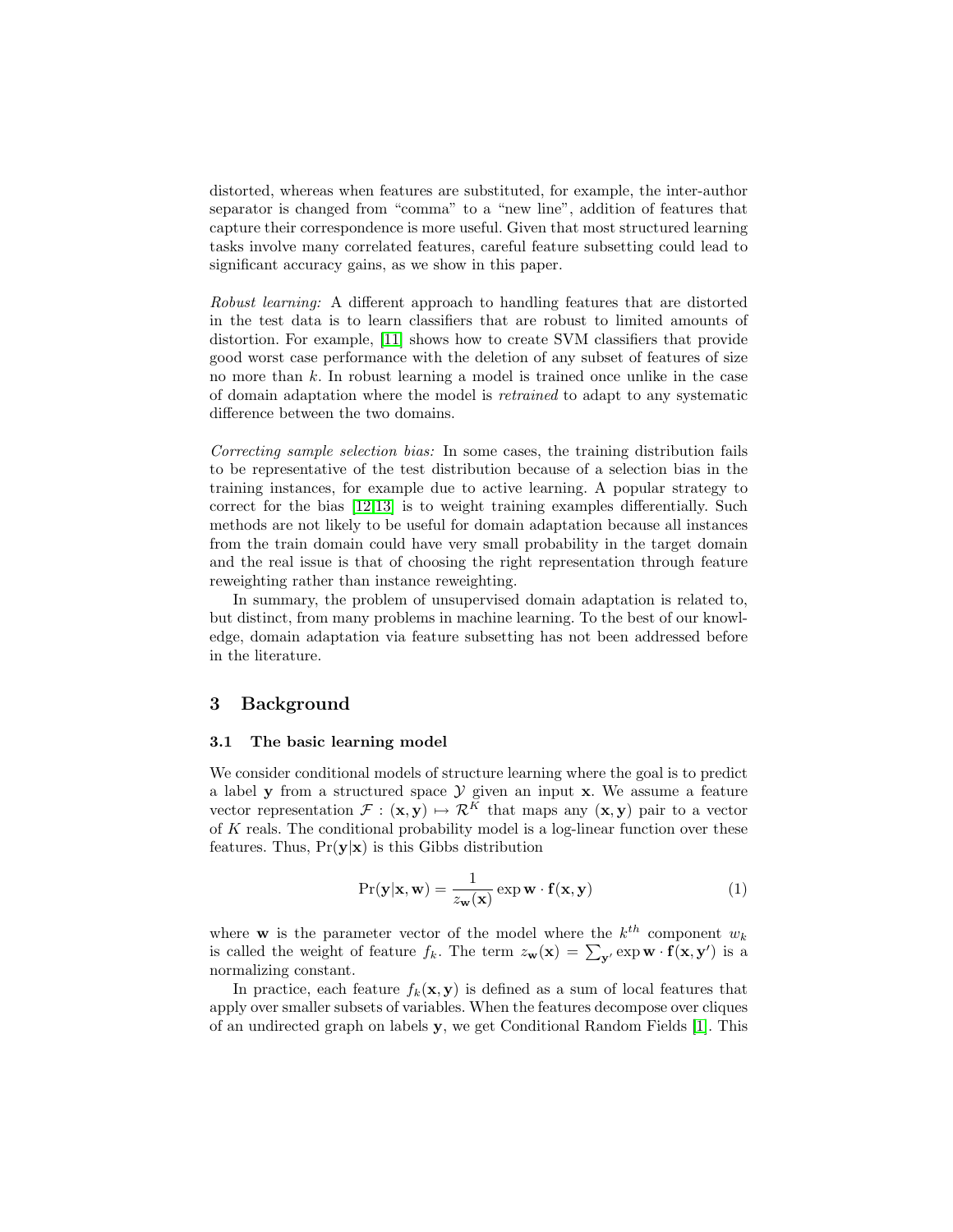distorted, whereas when features are substituted, for example, the inter-author separator is changed from "comma" to a "new line", addition of features that capture their correspondence is more useful. Given that most structured learning tasks involve many correlated features, careful feature subsetting could lead to significant accuracy gains, as we show in this paper.

*Robust learning:* A different approach to handling features that are distorted in the test data is to learn classifiers that are robust to limited amounts of distortion. For example, [11] shows how to create SVM classifiers that provide good worst case performance with the deletion of any subset of features of size no more than $k$. In robust learning a model is trained once unlike in the case of domain adaptation where the model is *retrained* to adapt to any systematic difference between the two domains.

*Correcting sample selection bias:* In some cases, the training distribution fails to be representative of the test distribution because of a selection bias in the training instances, for example due to active learning. A popular strategy to correct for the bias [12,13] is to weight training examples differentially. Such methods are not likely to be useful for domain adaptation because all instances from the train domain could have very small probability in the target domain and the real issue is that of choosing the right representation through feature reweighting rather than instance reweighting.

In summary, the problem of unsupervised domain adaptation is related to, but distinct, from many problems in machine learning. To the best of our knowledge, domain adaptation via feature subsetting has not been addressed before in the literature.

## 3 Background

### 3.1 The basic learning model

We consider conditional models of structure learning where the goal is to predict a label $\mathbf{y}$ from a structured space $\mathcal{Y}$ given an input $\mathbf{x}$. We assume a feature vector representation $\mathcal{F} : (\mathbf{x}, \mathbf{y}) \mapsto \mathcal{R}^K$ that maps any $(\mathbf{x}, \mathbf{y})$ pair to a vector of $K$ reals. The conditional probability model is a log-linear function over these features. Thus, $\Pr(\mathbf{y}|\mathbf{x})$ is this Gibbs distribution

$$\Pr(\mathbf{y}|\mathbf{x}, \mathbf{w}) = \frac{1}{z_{\mathbf{w}}(\mathbf{x})} \exp \mathbf{w} \cdot \mathbf{f}(\mathbf{x}, \mathbf{y}) \tag{1}$$

where $\mathbf{w}$ is the parameter vector of the model where the $k^{th}$ component $w_k$ is called the weight of feature $f_k$. The term $z_{\mathbf{w}}(\mathbf{x}) = \sum_{\mathbf{y}'} \exp \mathbf{w} \cdot \mathbf{f}(\mathbf{x}, \mathbf{y}')$ is a normalizing constant.

In practice, each feature $f_k(\mathbf{x}, \mathbf{y})$ is defined as a sum of local features that apply over smaller subsets of variables. When the features decompose over cliques of an undirected graph on labels $\mathbf{y}$, we get Conditional Random Fields [1]. This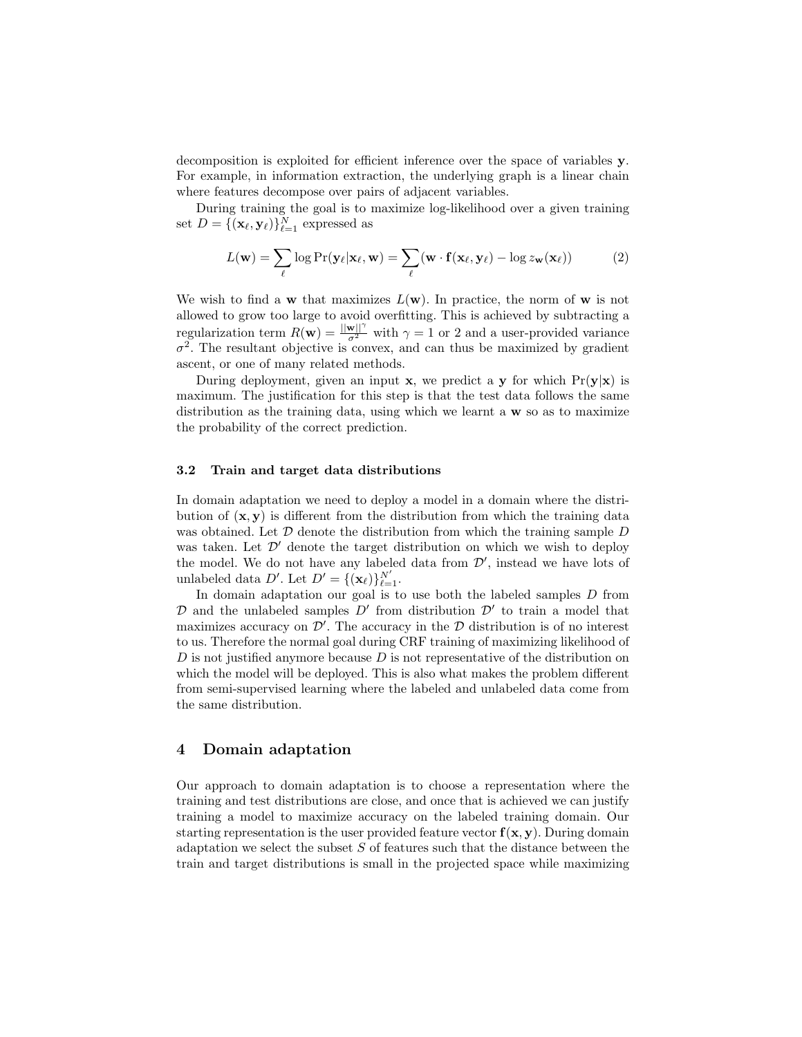decomposition is exploited for efficient inference over the space of variables $\mathbf{y}$. For example, in information extraction, the underlying graph is a linear chain where features decompose over pairs of adjacent variables.

During training the goal is to maximize log-likelihood over a given training set $D = \{(\mathbf{x}_\ell, \mathbf{y}_\ell)\}_{\ell=1}^{N}$ expressed as

$$L(\mathbf{w}) = \sum_\ell \log \Pr(\mathbf{y}_\ell | \mathbf{x}_\ell, \mathbf{w}) = \sum_\ell (\mathbf{w} \cdot \mathbf{f}(\mathbf{x}_\ell, \mathbf{y}_\ell) - \log z_{\mathbf{w}}(\mathbf{x}_\ell)) \tag{2}$$

We wish to find a $\mathbf{w}$ that maximizes $L(\mathbf{w})$. In practice, the norm of $\mathbf{w}$ is not allowed to grow too large to avoid overfitting. This is achieved by subtracting a regularization term $R(\mathbf{w}) = \frac{||\mathbf{w}||^\gamma}{\sigma^2}$ with $\gamma = 1$ or 2 and a user-provided variance $\sigma^2$. The resultant objective is convex, and can thus be maximized by gradient ascent, or one of many related methods.

During deployment, given an input $\mathbf{x}$, we predict a $\mathbf{y}$ for which $\Pr(\mathbf{y}|\mathbf{x})$ is maximum. The justification for this step is that the test data follows the same distribution as the training data, using which we learnt a $\mathbf{w}$ so as to maximize the probability of the correct prediction.

### 3.2 Train and target data distributions

In domain adaptation we need to deploy a model in a domain where the distribution of $(\mathbf{x}, \mathbf{y})$ is different from the distribution from which the training data was obtained. Let $\mathcal{D}$ denote the distribution from which the training sample $D$ was taken. Let $\mathcal{D}'$ denote the target distribution on which we wish to deploy the model. We do not have any labeled data from $\mathcal{D}'$, instead we have lots of unlabeled data $D'$. Let $D' = \{(\mathbf{x}_\ell)\}_{\ell=1}^{N'}$.

In domain adaptation our goal is to use both the labeled samples $D$ from $\mathcal{D}$ and the unlabeled samples $D'$ from distribution $\mathcal{D}'$ to train a model that maximizes accuracy on $\mathcal{D}'$. The accuracy in the $\mathcal{D}$ distribution is of no interest to us. Therefore the normal goal during CRF training of maximizing likelihood of $D$ is not justified anymore because $D$ is not representative of the distribution on which the model will be deployed. This is also what makes the problem different from semi-supervised learning where the labeled and unlabeled data come from the same distribution.

## 4 Domain adaptation

Our approach to domain adaptation is to choose a representation where the training and test distributions are close, and once that is achieved we can justify training a model to maximize accuracy on the labeled training domain. Our starting representation is the user provided feature vector $\mathbf{f}(\mathbf{x}, \mathbf{y})$. During domain adaptation we select the subset $S$ of features such that the distance between the train and target distributions is small in the projected space while maximizing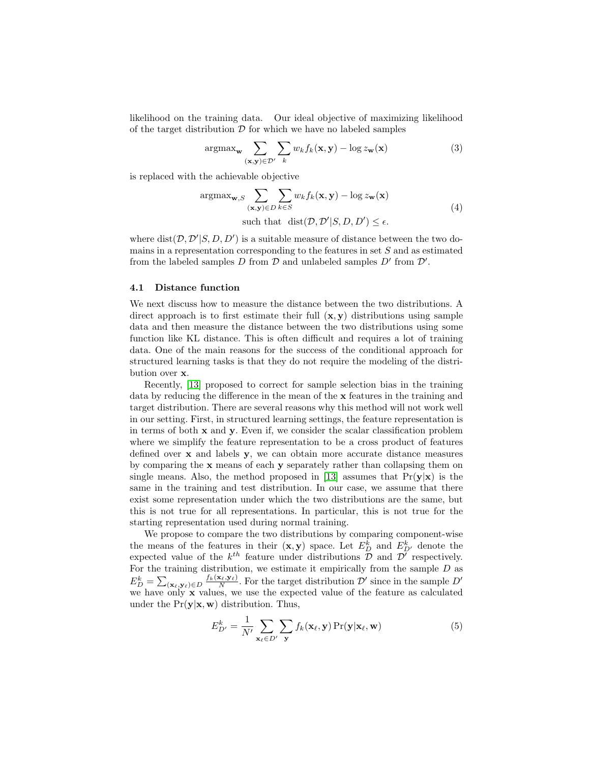likelihood on the training data. Our ideal objective of maximizing likelihood of the target distribution $\mathcal{D}$ for which we have no labeled samples

$$\text{argmax}_{\mathbf{w}} \sum_{(\mathbf{x},\mathbf{y})\in\mathcal{D}'} \sum_{k} w_k f_k(\mathbf{x},\mathbf{y}) - \log z_{\mathbf{w}}(\mathbf{x}) \tag{3}$$

is replaced with the achievable objective

$$\begin{aligned} \text{argmax}_{\mathbf{w},S} &\sum_{(\mathbf{x},\mathbf{y})\in D} \sum_{k\in S} w_k f_k(\mathbf{x},\mathbf{y}) - \log z_{\mathbf{w}}(\mathbf{x}) \\ &\text{such that} \;\; \text{dist}(\mathcal{D},\mathcal{D}'|S,D,D') \leq \epsilon. \end{aligned} \tag{4}$$

where $\text{dist}(\mathcal{D},\mathcal{D}'|S,D,D')$ is a suitable measure of distance between the two domains in a representation corresponding to the features in set $S$ and as estimated from the labeled samples $D$ from $\mathcal{D}$ and unlabeled samples $D'$ from $\mathcal{D}'$.

### 4.1 Distance function

We next discuss how to measure the distance between the two distributions. A direct approach is to first estimate their full $(\mathbf{x},\mathbf{y})$ distributions using sample data and then measure the distance between the two distributions using some function like KL distance. This is often difficult and requires a lot of training data. One of the main reasons for the success of the conditional approach for structured learning tasks is that they do not require the modeling of the distribution over $\mathbf{x}$.

Recently, [13] proposed to correct for sample selection bias in the training data by reducing the difference in the mean of the $\mathbf{x}$ features in the training and target distribution. There are several reasons why this method will not work well in our setting. First, in structured learning settings, the feature representation is in terms of both $\mathbf{x}$ and $\mathbf{y}$. Even if, we consider the scalar classification problem where we simplify the feature representation to be a cross product of features defined over $\mathbf{x}$ and labels $\mathbf{y}$, we can obtain more accurate distance measures by comparing the $\mathbf{x}$ means of each $\mathbf{y}$ separately rather than collapsing them on single means. Also, the method proposed in [13] assumes that $\Pr(\mathbf{y}|\mathbf{x})$ is the same in the training and test distribution. In our case, we assume that there exist some representation under which the two distributions are the same, but this is not true for all representations. In particular, this is not true for the starting representation used during normal training.

We propose to compare the two distributions by comparing component-wise the means of the features in their $(\mathbf{x},\mathbf{y})$ space. Let $E_D^k$ and $E_{D'}^k$ denote the expected value of the $k^{th}$ feature under distributions $\mathcal{D}$ and $\mathcal{D}'$ respectively. For the training distribution, we estimate it empirically from the sample $D$ as $E_D^k = \sum_{(\mathbf{x}_\ell,\mathbf{y}_\ell)\in D} \frac{f_k(\mathbf{x}_\ell,\mathbf{y}_\ell)}{N}$. For the target distribution $\mathcal{D}'$ since in the sample $D'$ we have only $\mathbf{x}$ values, we use the expected value of the feature as calculated under the $\Pr(\mathbf{y}|\mathbf{x},\mathbf{w})$ distribution. Thus,

$$E_{D'}^k = \frac{1}{N'} \sum_{\mathbf{x}_\ell\in D'} \sum_{\mathbf{y}} f_k(\mathbf{x}_\ell,\mathbf{y}) \Pr(\mathbf{y}|\mathbf{x}_\ell,\mathbf{w}) \tag{5}$$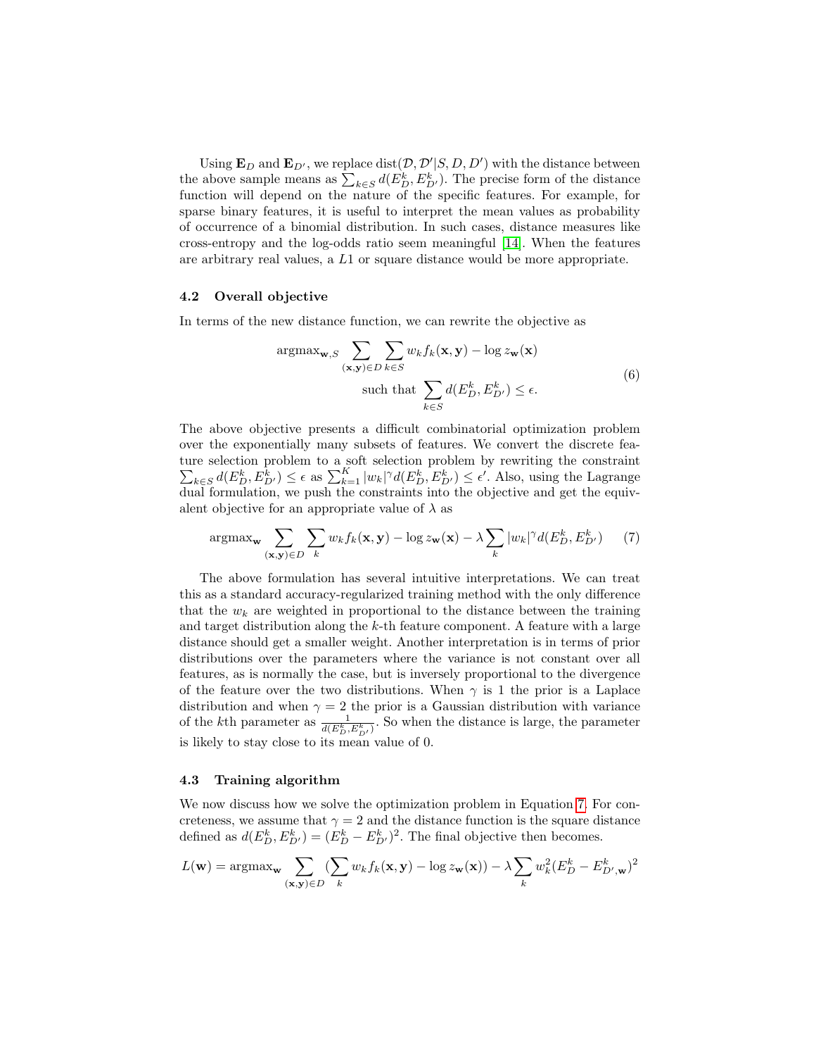Using $\mathbf{E}_D$ and $\mathbf{E}_{D'}$, we replace $\text{dist}(\mathcal{D}, \mathcal{D}'|S, D, D')$ with the distance between the above sample means as $\sum_{k \in S} d(E_D^k, E_{D'}^k)$. The precise form of the distance function will depend on the nature of the specific features. For example, for sparse binary features, it is useful to interpret the mean values as probability of occurrence of a binomial distribution. In such cases, distance measures like cross-entropy and the log-odds ratio seem meaningful [14]. When the features are arbitrary real values, a $L1$ or square distance would be more appropriate.

### 4.2 Overall objective

In terms of the new distance function, we can rewrite the objective as

$$
\begin{aligned}
\text{argmax}_{\mathbf{w},S} \sum_{(\mathbf{x},\mathbf{y}) \in D} \sum_{k \in S} w_k f_k(\mathbf{x}, \mathbf{y}) - \log z_{\mathbf{w}}(\mathbf{x}) \\
\text{such that} \sum_{k \in S} d(E_D^k, E_{D'}^k) \leq \epsilon.
\end{aligned} \tag{6}
$$

The above objective presents a difficult combinatorial optimization problem over the exponentially many subsets of features. We convert the discrete feature selection problem to a soft selection problem by rewriting the constraint $\sum_{k \in S} d(E_D^k, E_{D'}^k) \leq \epsilon$ as $\sum_{k=1}^{K} |w_k|^\gamma d(E_D^k, E_{D'}^k) \leq \epsilon'$. Also, using the Lagrange dual formulation, we push the constraints into the objective and get the equivalent objective for an appropriate value of $\lambda$ as

$$
\text{argmax}_{\mathbf{w}} \sum_{(\mathbf{x},\mathbf{y}) \in D} \sum_{k} w_k f_k(\mathbf{x}, \mathbf{y}) - \log z_{\mathbf{w}}(\mathbf{x}) - \lambda \sum_{k} |w_k|^\gamma d(E_D^k, E_{D'}^k) \tag{7}
$$

The above formulation has several intuitive interpretations. We can treat this as a standard accuracy-regularized training method with the only difference that the $w_k$ are weighted in proportional to the distance between the training and target distribution along the $k$-th feature component. A feature with a large distance should get a smaller weight. Another interpretation is in terms of prior distributions over the parameters where the variance is not constant over all features, as is normally the case, but is inversely proportional to the divergence of the feature over the two distributions. When $\gamma$ is 1 the prior is a Laplace distribution and when $\gamma = 2$ the prior is a Gaussian distribution with variance of the $k$th parameter as $\frac{1}{d(E_D^k, E_{D'}^k)}$. So when the distance is large, the parameter is likely to stay close to its mean value of 0.

### 4.3 Training algorithm

We now discuss how we solve the optimization problem in Equation 7. For concreteness, we assume that $\gamma = 2$ and the distance function is the square distance defined as $d(E_D^k, E_{D'}^k) = (E_D^k - E_{D'}^k)^2$. The final objective then becomes.

$$
L(\mathbf{w}) = \text{argmax}_{\mathbf{w}} \sum_{(\mathbf{x},\mathbf{y}) \in D} (\sum_{k} w_k f_k(\mathbf{x}, \mathbf{y}) - \log z_{\mathbf{w}}(\mathbf{x})) - \lambda \sum_{k} w_k^2 (E_D^k - E_{D',\mathbf{w}}^k)^2
$$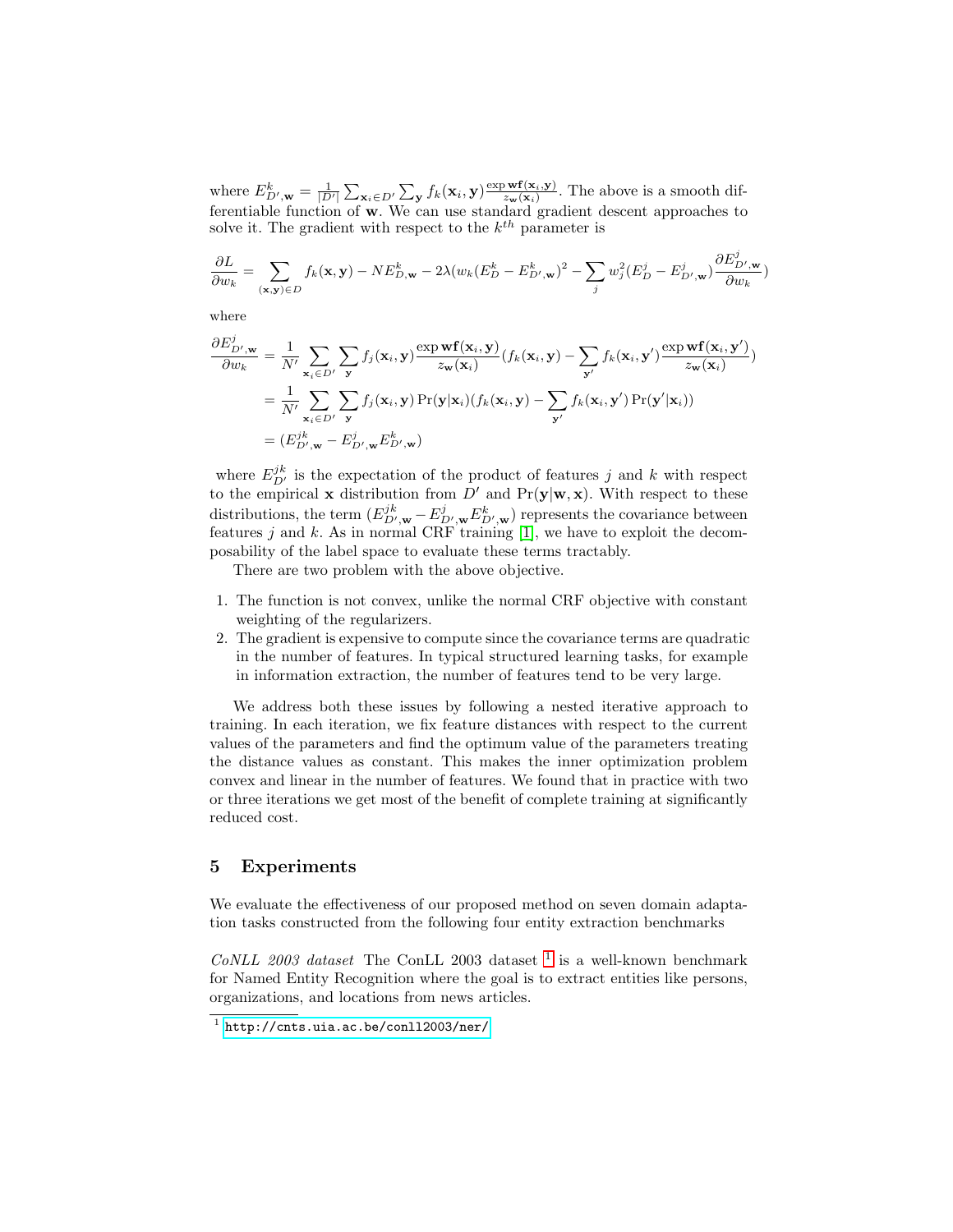where $E^k_{D',\mathbf{w}} = \frac{1}{|D'|}\sum_{\mathbf{x}_i \in D'}\sum_{\mathbf{y}} f_k(\mathbf{x}_i, \mathbf{y})\frac{\exp \mathbf{w}\mathbf{f}(\mathbf{x}_i,\mathbf{y})}{z_{\mathbf{w}}(\mathbf{x}_i)}$. The above is a smooth differentiable function of $\mathbf{w}$. We can use standard gradient descent approaches to solve it. The gradient with respect to the $k^{th}$ parameter is

$$\frac{\partial L}{\partial w_k} = \sum_{(\mathbf{x},\mathbf{y}) \in D} f_k(\mathbf{x}, \mathbf{y}) - NE^k_{D,\mathbf{w}} - 2\lambda(w_k(E^k_D - E^k_{D',\mathbf{w}})^2 - \sum_j w_j^2(E^j_D - E^j_{D',\mathbf{w}})\frac{\partial E^j_{D',\mathbf{w}}}{\partial w_k})$$

where

$$\begin{aligned}
\frac{\partial E^j_{D',\mathbf{w}}}{\partial w_k} &= \frac{1}{N'}\sum_{\mathbf{x}_i \in D'}\sum_{\mathbf{y}} f_j(\mathbf{x}_i, \mathbf{y})\frac{\exp \mathbf{w}\mathbf{f}(\mathbf{x}_i,\mathbf{y})}{z_{\mathbf{w}}(\mathbf{x}_i)}(f_k(\mathbf{x}_i, \mathbf{y}) - \sum_{\mathbf{y}'} f_k(\mathbf{x}_i, \mathbf{y}')\frac{\exp \mathbf{w}\mathbf{f}(\mathbf{x}_i,\mathbf{y}')}{z_{\mathbf{w}}(\mathbf{x}_i)}) \\
&= \frac{1}{N'}\sum_{\mathbf{x}_i \in D'}\sum_{\mathbf{y}} f_j(\mathbf{x}_i, \mathbf{y})\Pr(\mathbf{y}|\mathbf{x}_i)(f_k(\mathbf{x}_i, \mathbf{y}) - \sum_{\mathbf{y}'} f_k(\mathbf{x}_i, \mathbf{y}')\Pr(\mathbf{y}'|\mathbf{x}_i)) \\
&= (E^{jk}_{D',\mathbf{w}} - E^j_{D',\mathbf{w}}E^k_{D',\mathbf{w}})
\end{aligned}$$

where $E^{jk}_{D'}$ is the expectation of the product of features $j$ and $k$ with respect to the empirical $\mathbf{x}$ distribution from $D'$ and $\Pr(\mathbf{y}|\mathbf{w}, \mathbf{x})$. With respect to these distributions, the term $(E^{jk}_{D',\mathbf{w}} - E^j_{D',\mathbf{w}}E^k_{D',\mathbf{w}})$ represents the covariance between features $j$ and $k$. As in normal CRF training [1], we have to exploit the decomposability of the label space to evaluate these terms tractably.

There are two problem with the above objective.

1. The function is not convex, unlike the normal CRF objective with constant weighting of the regularizers.
2. The gradient is expensive to compute since the covariance terms are quadratic in the number of features. In typical structured learning tasks, for example in information extraction, the number of features tend to be very large.

We address both these issues by following a nested iterative approach to training. In each iteration, we fix feature distances with respect to the current values of the parameters and find the optimum value of the parameters treating the distance values as constant. This makes the inner optimization problem convex and linear in the number of features. We found that in practice with two or three iterations we get most of the benefit of complete training at significantly reduced cost.

## 5 Experiments

We evaluate the effectiveness of our proposed method on seven domain adaptation tasks constructed from the following four entity extraction benchmarks

*CoNLL 2003 dataset* The ConLL 2003 dataset [1] is a well-known benchmark for Named Entity Recognition where the goal is to extract entities like persons, organizations, and locations from news articles.

[1] http://cnts.uia.ac.be/conll2003/ner/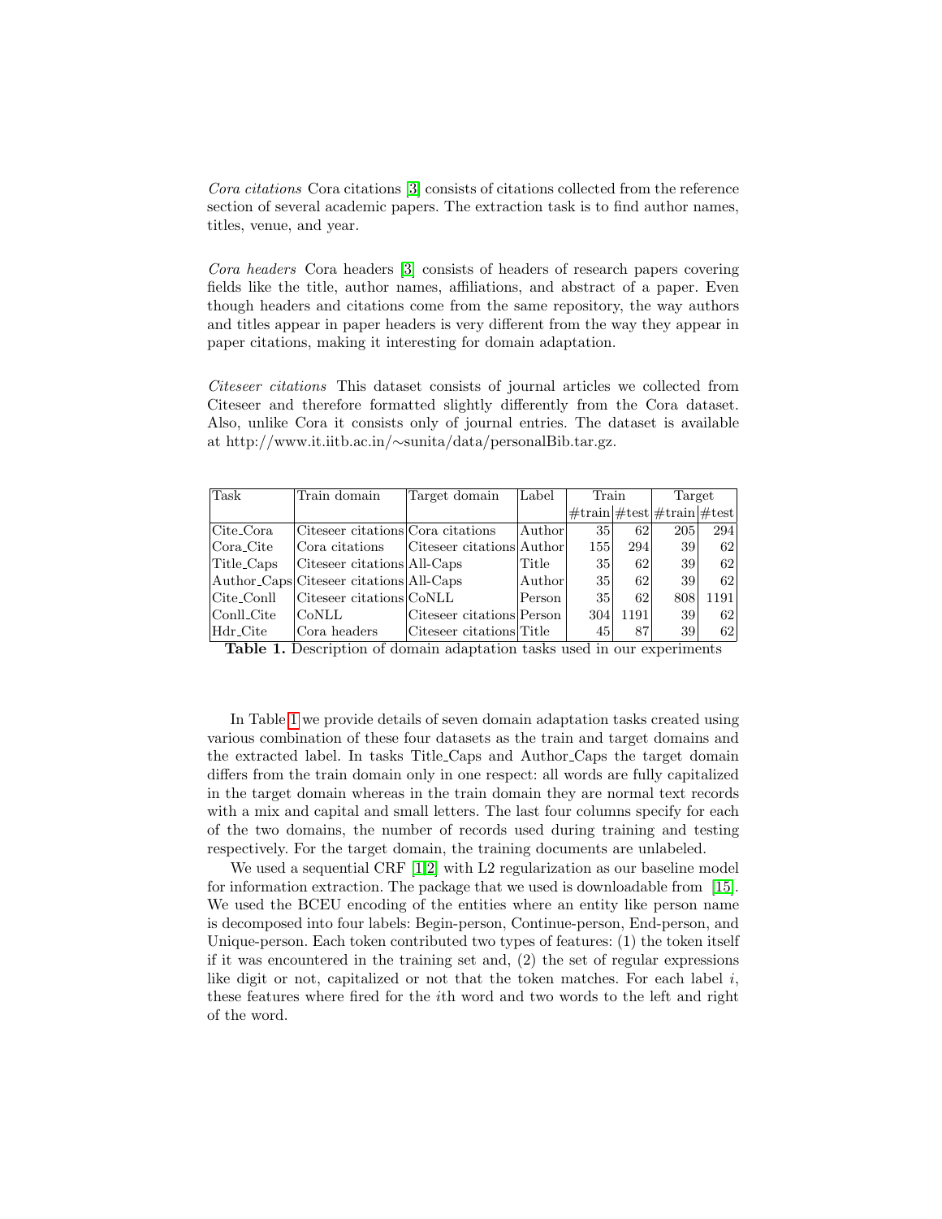*Cora citations* Cora citations [3] consists of citations collected from the reference section of several academic papers. The extraction task is to find author names, titles, venue, and year.

*Cora headers* Cora headers [3] consists of headers of research papers covering fields like the title, author names, affiliations, and abstract of a paper. Even though headers and citations come from the same repository, the way authors and titles appear in paper headers is very different from the way they appear in paper citations, making it interesting for domain adaptation.

*Citeseer citations* This dataset consists of journal articles we collected from Citeseer and therefore formatted slightly differently from the Cora dataset. Also, unlike Cora it consists only of journal entries. The dataset is available at http://www.it.iitb.ac.in/∼sunita/data/personalBib.tar.gz.

| Task | Train domain | Target domain | Label | Train | | Target | |
|---|---|---|---|---|---|---|---|
| | | | | #train | #test | #train | #test |
| Cite_Cora | Citeseer citations | Cora citations | Author | 35 | 62 | 205 | 294 |
| Cora_Cite | Cora citations | Citeseer citations | Author | 155 | 294 | 39 | 62 |
| Title_Caps | Citeseer citations | All-Caps | Title | 35 | 62 | 39 | 62 |
| Author_Caps | Citeseer citations | All-Caps | Author | 35 | 62 | 39 | 62 |
| Cite_Conll | Citeseer citations | CoNLL | Person | 35 | 62 | 808 | 1191 |
| Conll_Cite | CoNLL | Citeseer citations | Person | 304 | 1191 | 39 | 62 |
| Hdr_Cite | Cora headers | Citeseer citations | Title | 45 | 87 | 39 | 62 |

**Table 1.** Description of domain adaptation tasks used in our experiments

In Table 1 we provide details of seven domain adaptation tasks created using various combination of these four datasets as the train and target domains and the extracted label. In tasks Title_Caps and Author_Caps the target domain differs from the train domain only in one respect: all words are fully capitalized in the target domain whereas in the train domain they are normal text records with a mix and capital and small letters. The last four columns specify for each of the two domains, the number of records used during training and testing respectively. For the target domain, the training documents are unlabeled.

We used a sequential CRF [1,2] with L2 regularization as our baseline model for information extraction. The package that we used is downloadable from [15]. We used the BCEU encoding of the entities where an entity like person name is decomposed into four labels: Begin-person, Continue-person, End-person, and Unique-person. Each token contributed two types of features: (1) the token itself if it was encountered in the training set and, (2) the set of regular expressions like digit or not, capitalized or not that the token matches. For each label $i$, these features where fired for the $i$th word and two words to the left and right of the word.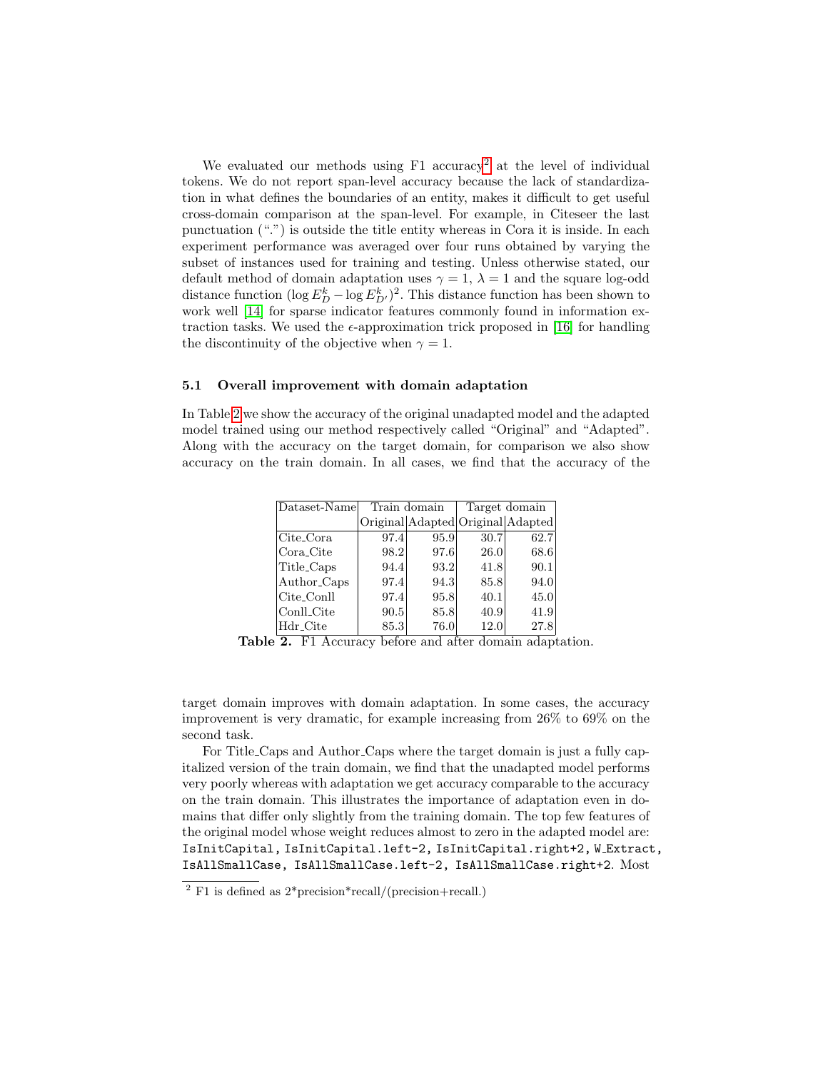We evaluated our methods using F1 accuracy[2] at the level of individual tokens. We do not report span-level accuracy because the lack of standardization in what defines the boundaries of an entity, makes it difficult to get useful cross-domain comparison at the span-level. For example, in Citeseer the last punctuation (".") is outside the title entity whereas in Cora it is inside. In each experiment performance was averaged over four runs obtained by varying the subset of instances used for training and testing. Unless otherwise stated, our default method of domain adaptation uses $\gamma = 1$, $\lambda = 1$ and the square log-odd distance function $(\log E^k_D - \log E^k_{D'})^2$. This distance function has been shown to work well [14] for sparse indicator features commonly found in information extraction tasks. We used the $\epsilon$-approximation trick proposed in [16] for handling the discontinuity of the objective when $\gamma = 1$.

### 5.1 Overall improvement with domain adaptation

In Table 2 we show the accuracy of the original unadapted model and the adapted model trained using our method respectively called "Original" and "Adapted". Along with the accuracy on the target domain, for comparison we also show accuracy on the train domain. In all cases, we find that the accuracy of the target domain improves with domain adaptation. In some cases, the accuracy improvement is very dramatic, for example increasing from 26% to 69% on the second task.

| Dataset-Name | Train domain | | Target domain | |
|---|---|---|---|---|
| | Original | Adapted | Original | Adapted |
| Cite_Cora | 97.4 | 95.9 | 30.7 | 62.7 |
| Cora_Cite | 98.2 | 97.6 | 26.0 | 68.6 |
| Title_Caps | 94.4 | 93.2 | 41.8 | 90.1 |
| Author_Caps | 97.4 | 94.3 | 85.8 | 94.0 |
| Cite_Conll | 97.4 | 95.8 | 40.1 | 45.0 |
| Conll_Cite | 90.5 | 85.8 | 40.9 | 41.9 |
| Hdr_Cite | 85.3 | 76.0 | 12.0 | 27.8 |

**Table 2.** F1 Accuracy before and after domain adaptation.

For Title_Caps and Author_Caps where the target domain is just a fully capitalized version of the train domain, we find that the unadapted model performs very poorly whereas with adaptation we get accuracy comparable to the accuracy on the train domain. This illustrates the importance of adaptation even in domains that differ only slightly from the training domain. The top few features of the original model whose weight reduces almost to zero in the adapted model are: `IsInitCapital`, `IsInitCapital.left-2`, `IsInitCapital.right+2`, `W_Extract`, `IsAllSmallCase`, `IsAllSmallCase.left-2`, `IsAllSmallCase.right+2`. Most

[2] F1 is defined as 2*precision*recall/(precision+recall.)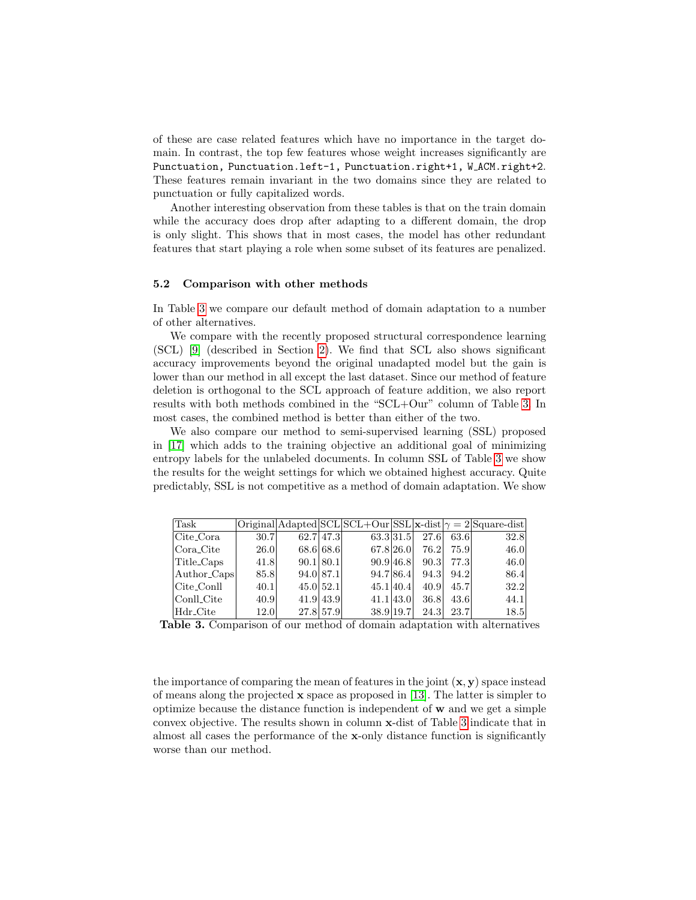of these are case related features which have no importance in the target domain. In contrast, the top few features whose weight increases significantly are `Punctuation, Punctuation.left-1, Punctuation.right+1, W_ACM.right+2`. These features remain invariant in the two domains since they are related to punctuation or fully capitalized words.

Another interesting observation from these tables is that on the train domain while the accuracy does drop after adapting to a different domain, the drop is only slight. This shows that in most cases, the model has other redundant features that start playing a role when some subset of its features are penalized.

### 5.2 Comparison with other methods

In Table 3 we compare our default method of domain adaptation to a number of other alternatives.

We compare with the recently proposed structural correspondence learning (SCL) [9] (described in Section 2). We find that SCL also shows significant accuracy improvements beyond the original unadapted model but the gain is lower than our method in all except the last dataset. Since our method of feature deletion is orthogonal to the SCL approach of feature addition, we also report results with both methods combined in the "SCL+Our" column of Table 3. In most cases, the combined method is better than either of the two.

We also compare our method to semi-supervised learning (SSL) proposed in [17] which adds to the training objective an additional goal of minimizing entropy labels for the unlabeled documents. In column SSL of Table 3 we show the results for the weight settings for which we obtained highest accuracy. Quite predictably, SSL is not competitive as a method of domain adaptation. We show

| Task | Original | Adapted | SCL | SCL+Our | SSL | $\mathbf{x}$-dist | $\gamma = 2$ | Square-dist |
|---|---|---|---|---|---|---|---|---|
| Cite_Cora | 30.7 | 62.7 | 47.3 | 63.3 | 31.5 | 27.6 | 63.6 | 32.8 |
| Cora_Cite | 26.0 | 68.6 | 68.6 | 67.8 | 26.0 | 76.2 | 75.9 | 46.0 |
| Title_Caps | 41.8 | 90.1 | 80.1 | 90.9 | 46.8 | 90.3 | 77.3 | 46.0 |
| Author_Caps | 85.8 | 94.0 | 87.1 | 94.7 | 86.4 | 94.3 | 94.2 | 86.4 |
| Cite_Conll | 40.1 | 45.0 | 52.1 | 45.1 | 40.4 | 40.9 | 45.7 | 32.2 |
| Conll_Cite | 40.9 | 41.9 | 43.9 | 41.1 | 43.0 | 36.8 | 43.6 | 44.1 |
| Hdr_Cite | 12.0 | 27.8 | 57.9 | 38.9 | 19.7 | 24.3 | 23.7 | 18.5 |

**Table 3.** Comparison of our method of domain adaptation with alternatives

the importance of comparing the mean of features in the joint $(\mathbf{x}, \mathbf{y})$ space instead of means along the projected $\mathbf{x}$ space as proposed in [13]. The latter is simpler to optimize because the distance function is independent of $\mathbf{w}$ and we get a simple convex objective. The results shown in column $\mathbf{x}$-dist of Table 3 indicate that in almost all cases the performance of the $\mathbf{x}$-only distance function is significantly worse than our method.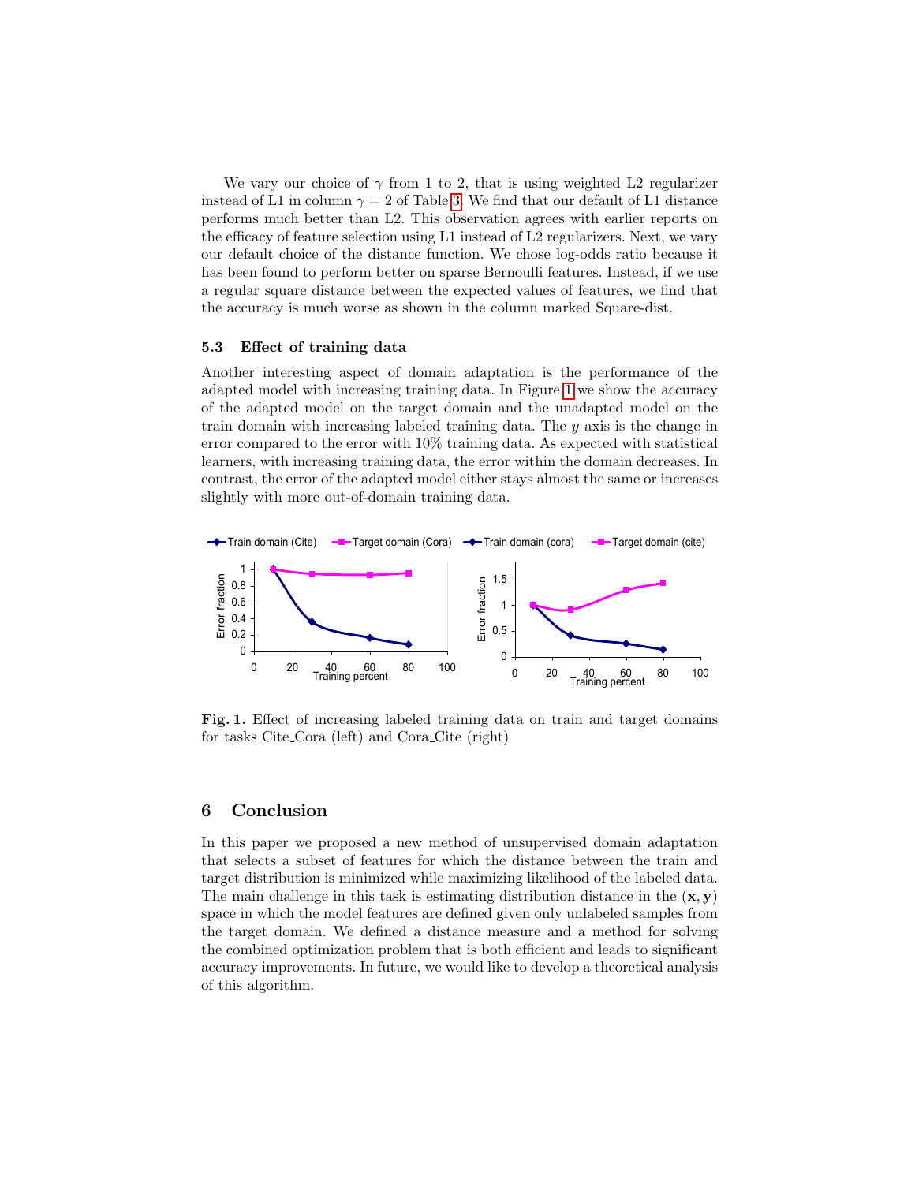We vary our choice of $\gamma$ from 1 to 2, that is using weighted L2 regularizer instead of L1 in column $\gamma = 2$ of Table 3. We find that our default of L1 distance performs much better than L2. This observation agrees with earlier reports on the efficacy of feature selection using L1 instead of L2 regularizers. Next, we vary our default choice of the distance function. We chose log-odds ratio because it has been found to perform better on sparse Bernoulli features. Instead, if we use a regular square distance between the expected values of features, we find that the accuracy is much worse as shown in the column marked Square-dist.

### 5.3 Effect of training data

Another interesting aspect of domain adaptation is the performance of the adapted model with increasing training data. In Figure 1 we show the accuracy of the adapted model on the target domain and the unadapted model on the train domain with increasing labeled training data. The $y$ axis is the change in error compared to the error with 10% training data. As expected with statistical learners, with increasing training data, the error within the domain decreases. In contrast, the error of the adapted model either stays almost the same or increases slightly with more out-of-domain training data.

**Fig. 1.** Effect of increasing labeled training data on train and target domains for tasks Cite_Cora (left) and Cora_Cite (right)

## 6 Conclusion

In this paper we proposed a new method of unsupervised domain adaptation that selects a subset of features for which the distance between the train and target distribution is minimized while maximizing likelihood of the labeled data. The main challenge in this task is estimating distribution distance in the $(\mathbf{x}, \mathbf{y})$ space in which the model features are defined given only unlabeled samples from the target domain. We defined a distance measure and a method for solving the combined optimization problem that is both efficient and leads to significant accuracy improvements. In future, we would like to develop a theoretical analysis of this algorithm.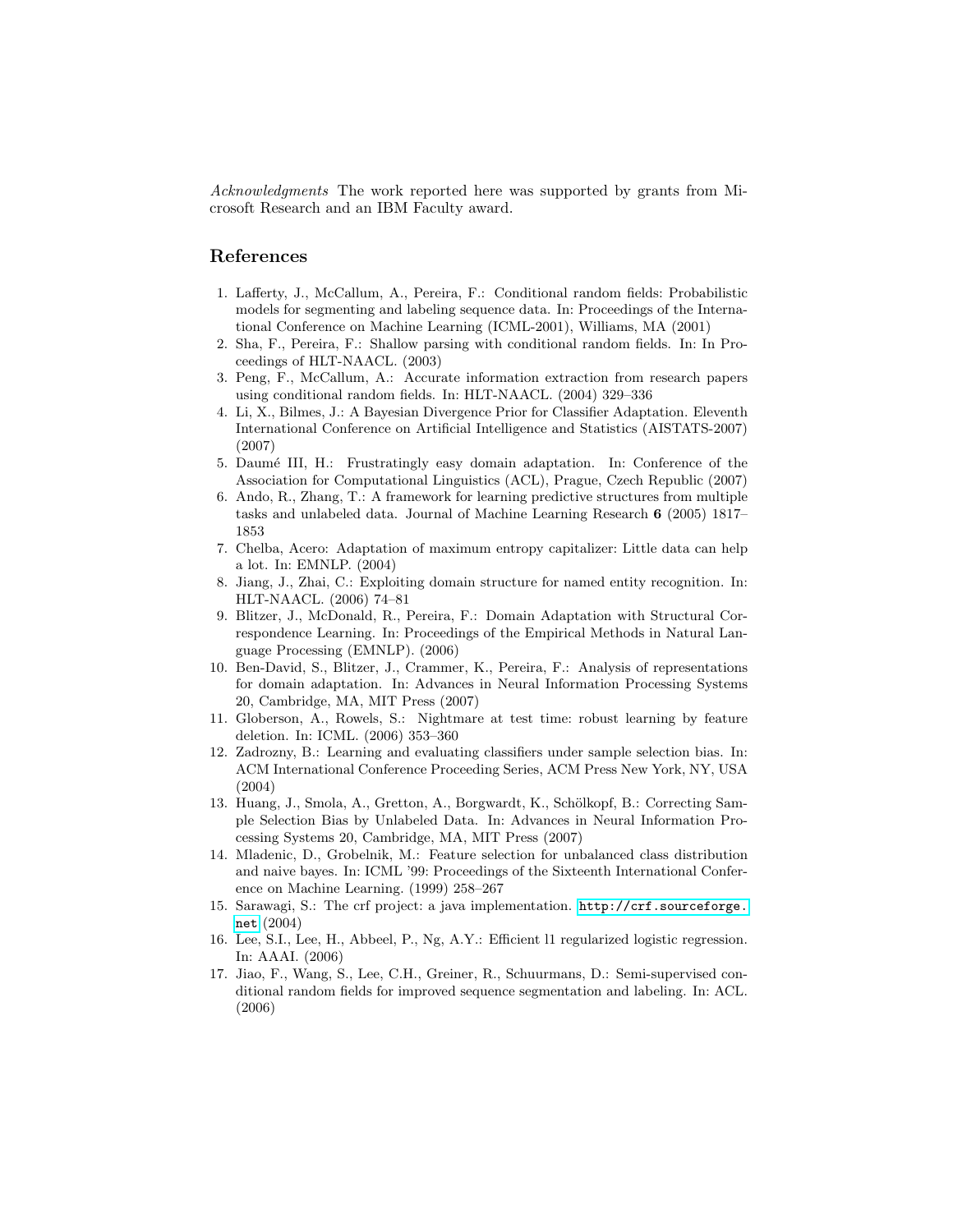*Acknowledgments* The work reported here was supported by grants from Microsoft Research and an IBM Faculty award.

## References

1. Lafferty, J., McCallum, A., Pereira, F.: Conditional random fields: Probabilistic models for segmenting and labeling sequence data. In: Proceedings of the International Conference on Machine Learning (ICML-2001), Williams, MA (2001)
2. Sha, F., Pereira, F.: Shallow parsing with conditional random fields. In: In Proceedings of HLT-NAACL. (2003)
3. Peng, F., McCallum, A.: Accurate information extraction from research papers using conditional random fields. In: HLT-NAACL. (2004) 329–336
4. Li, X., Bilmes, J.: A Bayesian Divergence Prior for Classifier Adaptation. Eleventh International Conference on Artificial Intelligence and Statistics (AISTATS-2007) (2007)
5. Daumé III, H.: Frustratingly easy domain adaptation. In: Conference of the Association for Computational Linguistics (ACL), Prague, Czech Republic (2007)
6. Ando, R., Zhang, T.: A framework for learning predictive structures from multiple tasks and unlabeled data. Journal of Machine Learning Research **6** (2005) 1817–1853
7. Chelba, Acero: Adaptation of maximum entropy capitalizer: Little data can help a lot. In: EMNLP. (2004)
8. Jiang, J., Zhai, C.: Exploiting domain structure for named entity recognition. In: HLT-NAACL. (2006) 74–81
9. Blitzer, J., McDonald, R., Pereira, F.: Domain Adaptation with Structural Correspondence Learning. In: Proceedings of the Empirical Methods in Natural Language Processing (EMNLP). (2006)
10. Ben-David, S., Blitzer, J., Crammer, K., Pereira, F.: Analysis of representations for domain adaptation. In: Advances in Neural Information Processing Systems 20, Cambridge, MA, MIT Press (2007)
11. Globerson, A., Rowels, S.: Nightmare at test time: robust learning by feature deletion. In: ICML. (2006) 353–360
12. Zadrozny, B.: Learning and evaluating classifiers under sample selection bias. In: ACM International Conference Proceeding Series, ACM Press New York, NY, USA (2004)
13. Huang, J., Smola, A., Gretton, A., Borgwardt, K., Schölkopf, B.: Correcting Sample Selection Bias by Unlabeled Data. In: Advances in Neural Information Processing Systems 20, Cambridge, MA, MIT Press (2007)
14. Mladenic, D., Grobelnik, M.: Feature selection for unbalanced class distribution and naive bayes. In: ICML '99: Proceedings of the Sixteenth International Conference on Machine Learning. (1999) 258–267
15. Sarawagi, S.: The crf project: a java implementation. `http://crf.sourceforge.net` (2004)
16. Lee, S.I., Lee, H., Abbeel, P., Ng, A.Y.: Efficient l1 regularized logistic regression. In: AAAI. (2006)
17. Jiao, F., Wang, S., Lee, C.H., Greiner, R., Schuurmans, D.: Semi-supervised conditional random fields for improved sequence segmentation and labeling. In: ACL. (2006)